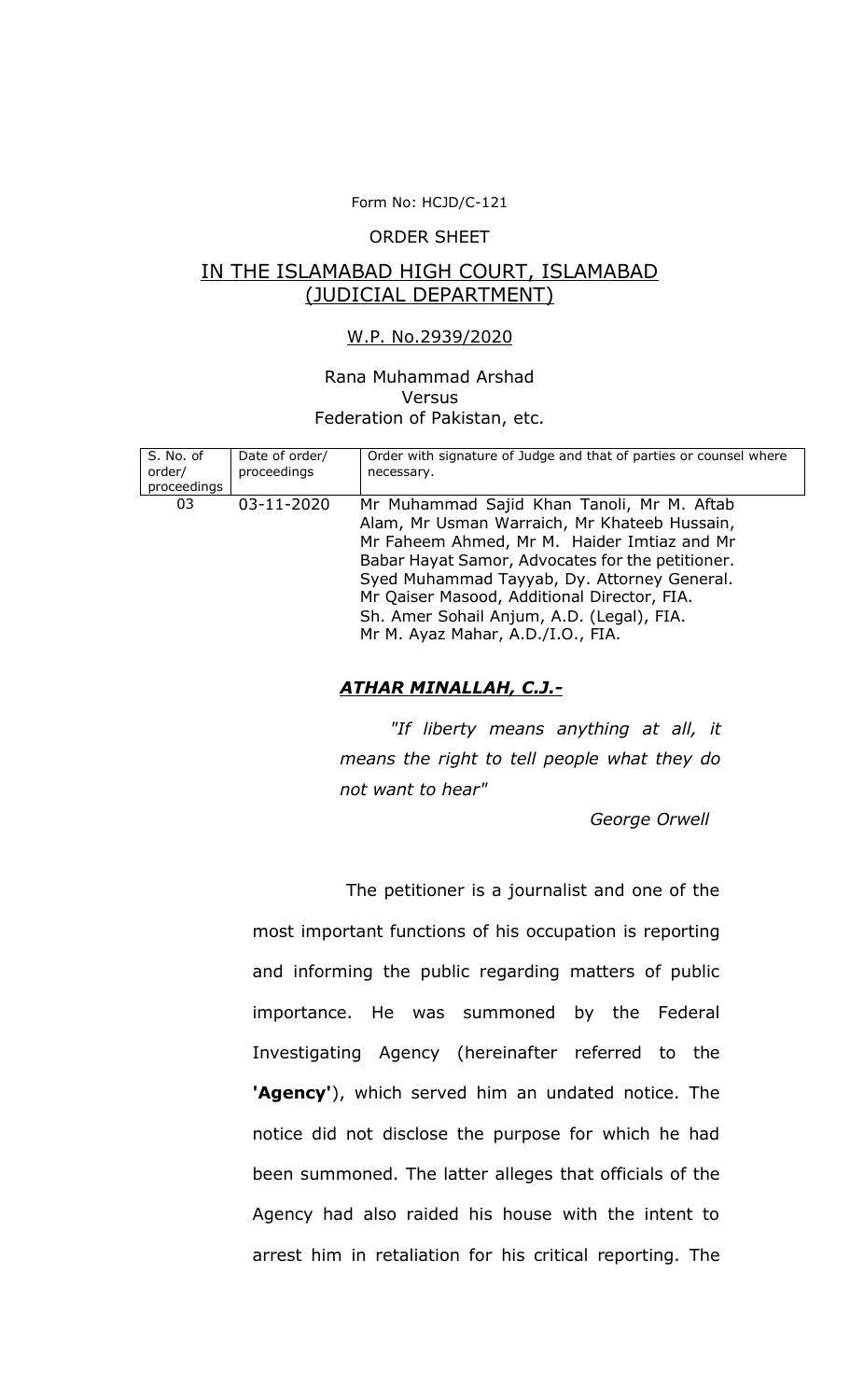Form No: HCJD/C-121

ORDER SHEET

# IN THE ISLAMABAD HIGH COURT, ISLAMABAD (JUDICIAL DEPARTMENT)

W.P. No.2939/2020

Rana Muhammad Arshad
Versus
Federation of Pakistan, etc.

| S. No. of order/ proceedings | Date of order/ proceedings | Order with signature of Judge and that of parties or counsel where necessary. |
|---|---|---|
| 03 | 03-11-2020 | Mr Muhammad Sajid Khan Tanoli, Mr M. Aftab Alam, Mr Usman Warraich, Mr Khateeb Hussain, Mr Faheem Ahmed, Mr M. Haider Imtiaz and Mr Babar Hayat Samor, Advocates for the petitioner. Syed Muhammad Tayyab, Dy. Attorney General. Mr Qaiser Masood, Additional Director, FIA. Sh. Amer Sohail Anjum, A.D. (Legal), FIA. Mr M. Ayaz Mahar, A.D./I.O., FIA. |

***ATHAR MINALLAH, C.J.-***

*"If liberty means anything at all, it means the right to tell people what they do not want to hear"*

*George Orwell*

The petitioner is a journalist and one of the most important functions of his occupation is reporting and informing the public regarding matters of public importance. He was summoned by the Federal Investigating Agency (hereinafter referred to the **'Agency'**), which served him an undated notice. The notice did not disclose the purpose for which he had been summoned. The latter alleges that officials of the Agency had also raided his house with the intent to arrest him in retaliation for his critical reporting. The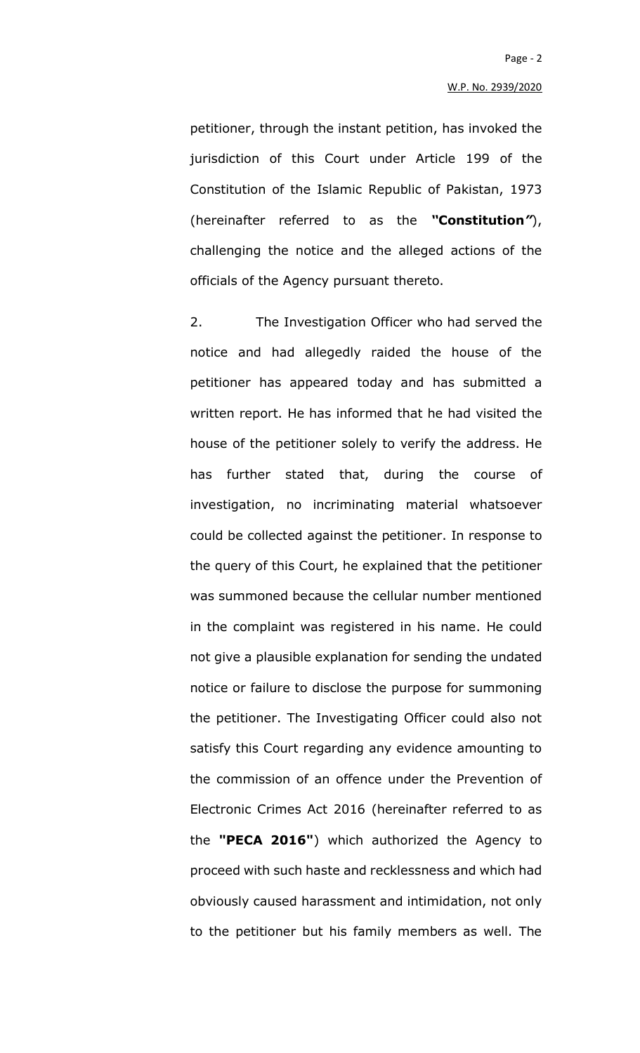petitioner, through the instant petition, has invoked the jurisdiction of this Court under Article 199 of the Constitution of the Islamic Republic of Pakistan, 1973 (hereinafter referred to as the **"Constitution"**), challenging the notice and the alleged actions of the officials of the Agency pursuant thereto.

2. The Investigation Officer who had served the notice and had allegedly raided the house of the petitioner has appeared today and has submitted a written report. He has informed that he had visited the house of the petitioner solely to verify the address. He has further stated that, during the course of investigation, no incriminating material whatsoever could be collected against the petitioner. In response to the query of this Court, he explained that the petitioner was summoned because the cellular number mentioned in the complaint was registered in his name. He could not give a plausible explanation for sending the undated notice or failure to disclose the purpose for summoning the petitioner. The Investigating Officer could also not satisfy this Court regarding any evidence amounting to the commission of an offence under the Prevention of Electronic Crimes Act 2016 (hereinafter referred to as the **"PECA 2016"**) which authorized the Agency to proceed with such haste and recklessness and which had obviously caused harassment and intimidation, not only to the petitioner but his family members as well. The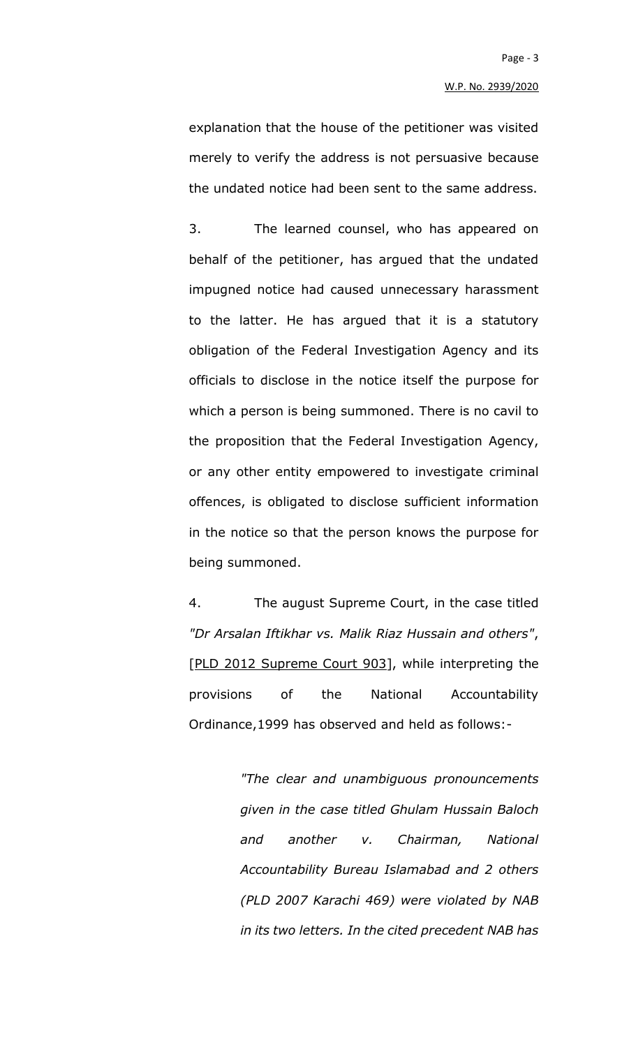explanation that the house of the petitioner was visited merely to verify the address is not persuasive because the undated notice had been sent to the same address.

3. The learned counsel, who has appeared on behalf of the petitioner, has argued that the undated impugned notice had caused unnecessary harassment to the latter. He has argued that it is a statutory obligation of the Federal Investigation Agency and its officials to disclose in the notice itself the purpose for which a person is being summoned. There is no cavil to the proposition that the Federal Investigation Agency, or any other entity empowered to investigate criminal offences, is obligated to disclose sufficient information in the notice so that the person knows the purpose for being summoned.

4. The august Supreme Court, in the case titled *"Dr Arsalan Iftikhar vs. Malik Riaz Hussain and others"*, [PLD 2012 Supreme Court 903], while interpreting the provisions of the National Accountability Ordinance,1999 has observed and held as follows:-

> *"The clear and unambiguous pronouncements given in the case titled Ghulam Hussain Baloch and another v. Chairman, National Accountability Bureau Islamabad and 2 others (PLD 2007 Karachi 469) were violated by NAB in its two letters. In the cited precedent NAB has*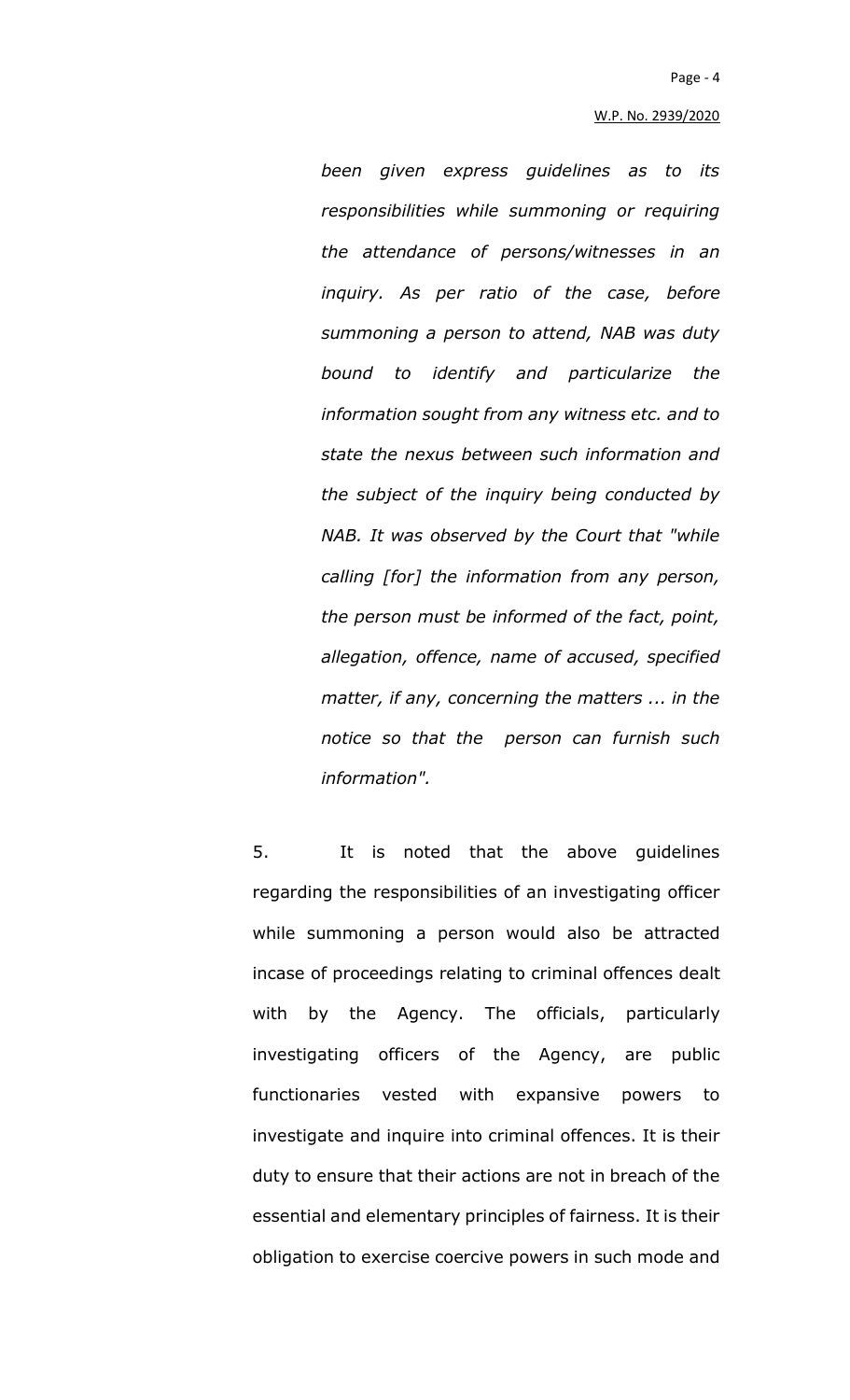*been given express guidelines as to its responsibilities while summoning or requiring the attendance of persons/witnesses in an inquiry. As per ratio of the case, before summoning a person to attend, NAB was duty bound to identify and particularize the information sought from any witness etc. and to state the nexus between such information and the subject of the inquiry being conducted by NAB. It was observed by the Court that "while calling [for] the information from any person, the person must be informed of the fact, point, allegation, offence, name of accused, specified matter, if any, concerning the matters ... in the notice so that the person can furnish such information".*

5. It is noted that the above guidelines regarding the responsibilities of an investigating officer while summoning a person would also be attracted incase of proceedings relating to criminal offences dealt with by the Agency. The officials, particularly investigating officers of the Agency, are public functionaries vested with expansive powers to investigate and inquire into criminal offences. It is their duty to ensure that their actions are not in breach of the essential and elementary principles of fairness. It is their obligation to exercise coercive powers in such mode and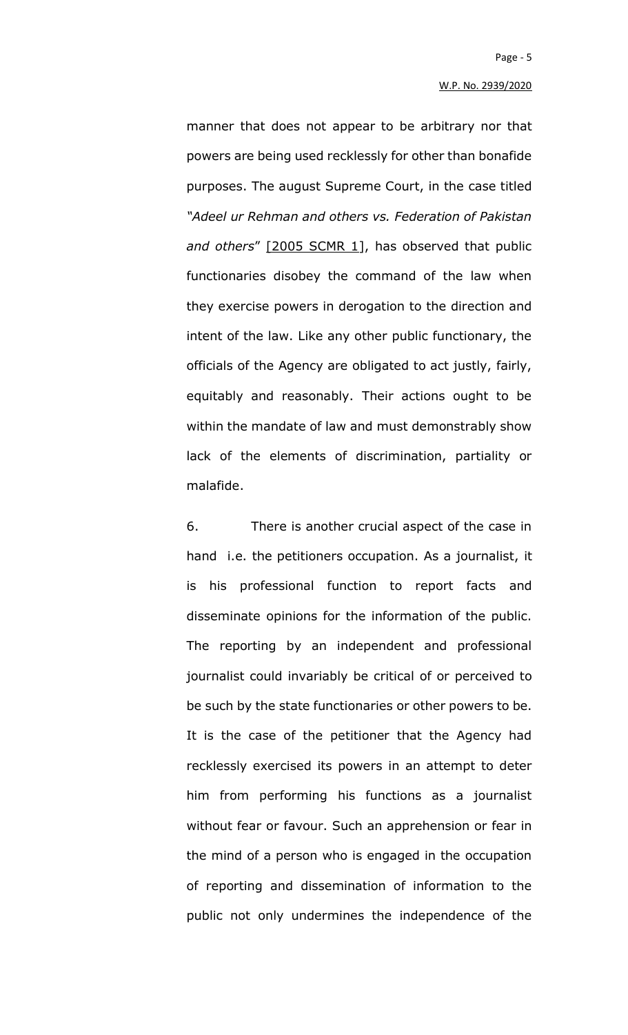manner that does not appear to be arbitrary nor that powers are being used recklessly for other than bonafide purposes. The august Supreme Court, in the case titled *"Adeel ur Rehman and others vs. Federation of Pakistan and others*" [2005 SCMR 1], has observed that public functionaries disobey the command of the law when they exercise powers in derogation to the direction and intent of the law. Like any other public functionary, the officials of the Agency are obligated to act justly, fairly, equitably and reasonably. Their actions ought to be within the mandate of law and must demonstrably show lack of the elements of discrimination, partiality or malafide.

6. There is another crucial aspect of the case in hand i.e. the petitioners occupation. As a journalist, it is his professional function to report facts and disseminate opinions for the information of the public. The reporting by an independent and professional journalist could invariably be critical of or perceived to be such by the state functionaries or other powers to be. It is the case of the petitioner that the Agency had recklessly exercised its powers in an attempt to deter him from performing his functions as a journalist without fear or favour. Such an apprehension or fear in the mind of a person who is engaged in the occupation of reporting and dissemination of information to the public not only undermines the independence of the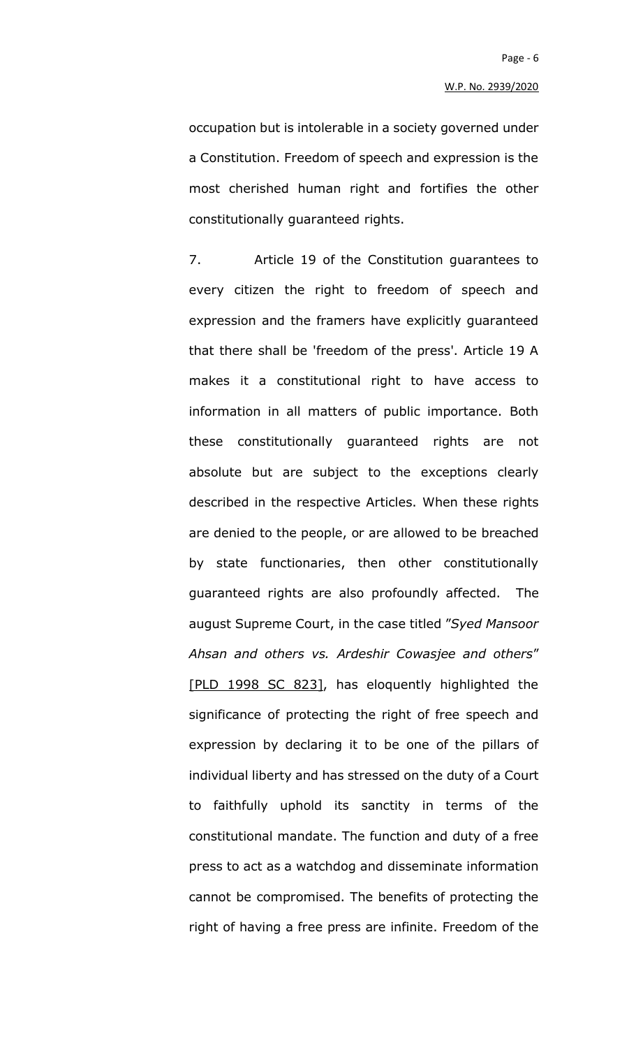occupation but is intolerable in a society governed under a Constitution. Freedom of speech and expression is the most cherished human right and fortifies the other constitutionally guaranteed rights.

7. Article 19 of the Constitution guarantees to every citizen the right to freedom of speech and expression and the framers have explicitly guaranteed that there shall be 'freedom of the press'. Article 19 A makes it a constitutional right to have access to information in all matters of public importance. Both these constitutionally guaranteed rights are not absolute but are subject to the exceptions clearly described in the respective Articles. When these rights are denied to the people, or are allowed to be breached by state functionaries, then other constitutionally guaranteed rights are also profoundly affected. The august Supreme Court, in the case titled "*Syed Mansoor Ahsan and others vs. Ardeshir Cowasjee and others*" [PLD 1998 SC 823], has eloquently highlighted the significance of protecting the right of free speech and expression by declaring it to be one of the pillars of individual liberty and has stressed on the duty of a Court to faithfully uphold its sanctity in terms of the constitutional mandate. The function and duty of a free press to act as a watchdog and disseminate information cannot be compromised. The benefits of protecting the right of having a free press are infinite. Freedom of the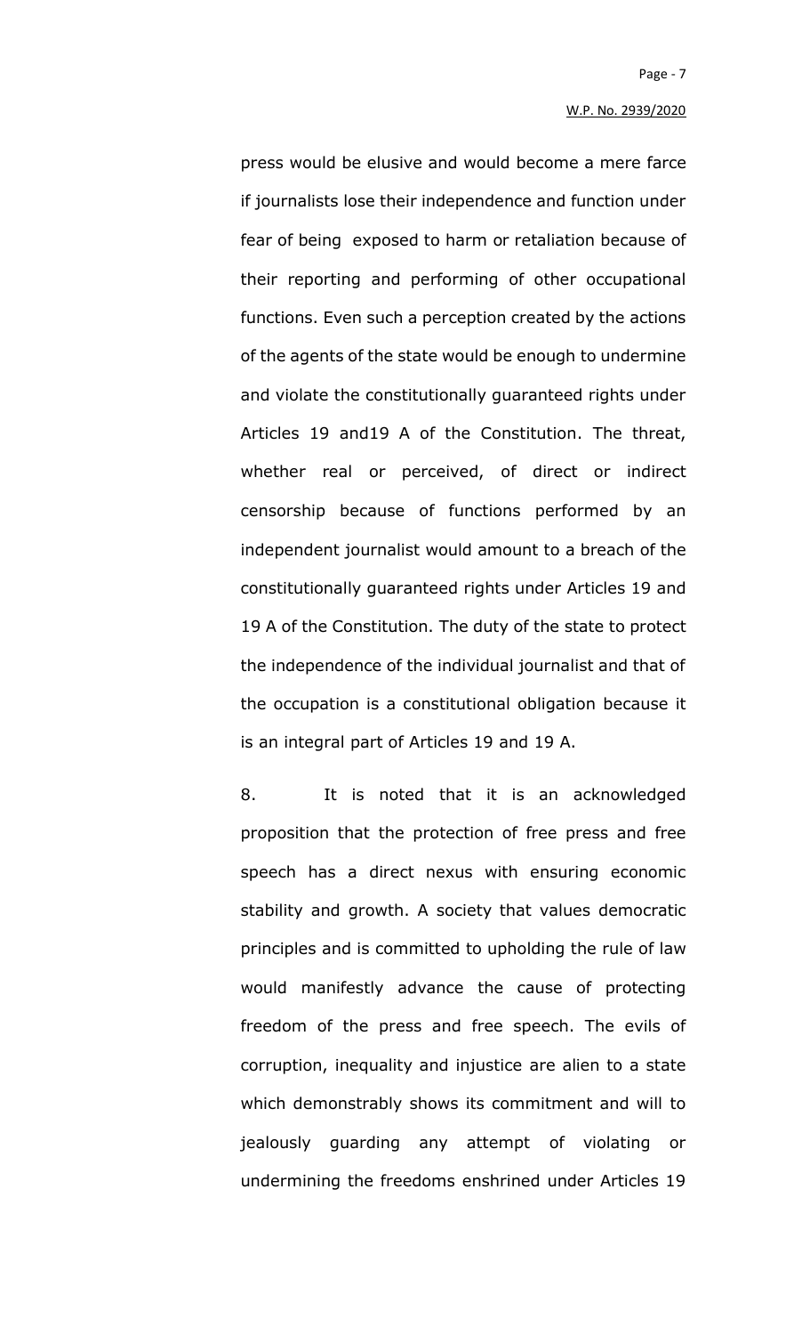press would be elusive and would become a mere farce if journalists lose their independence and function under fear of being exposed to harm or retaliation because of their reporting and performing of other occupational functions. Even such a perception created by the actions of the agents of the state would be enough to undermine and violate the constitutionally guaranteed rights under Articles 19 and19 A of the Constitution. The threat, whether real or perceived, of direct or indirect censorship because of functions performed by an independent journalist would amount to a breach of the constitutionally guaranteed rights under Articles 19 and 19 A of the Constitution. The duty of the state to protect the independence of the individual journalist and that of the occupation is a constitutional obligation because it is an integral part of Articles 19 and 19 A.

8. It is noted that it is an acknowledged proposition that the protection of free press and free speech has a direct nexus with ensuring economic stability and growth. A society that values democratic principles and is committed to upholding the rule of law would manifestly advance the cause of protecting freedom of the press and free speech. The evils of corruption, inequality and injustice are alien to a state which demonstrably shows its commitment and will to jealously guarding any attempt of violating or undermining the freedoms enshrined under Articles 19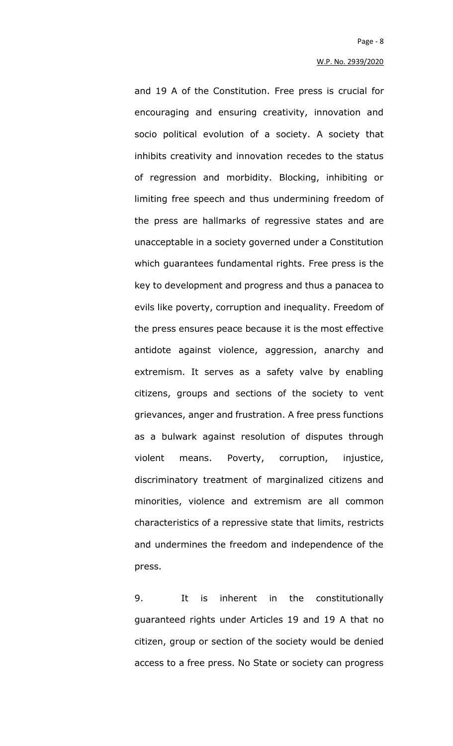and 19 A of the Constitution. Free press is crucial for encouraging and ensuring creativity, innovation and socio political evolution of a society. A society that inhibits creativity and innovation recedes to the status of regression and morbidity. Blocking, inhibiting or limiting free speech and thus undermining freedom of the press are hallmarks of regressive states and are unacceptable in a society governed under a Constitution which guarantees fundamental rights. Free press is the key to development and progress and thus a panacea to evils like poverty, corruption and inequality. Freedom of the press ensures peace because it is the most effective antidote against violence, aggression, anarchy and extremism. It serves as a safety valve by enabling citizens, groups and sections of the society to vent grievances, anger and frustration. A free press functions as a bulwark against resolution of disputes through violent means. Poverty, corruption, injustice, discriminatory treatment of marginalized citizens and minorities, violence and extremism are all common characteristics of a repressive state that limits, restricts and undermines the freedom and independence of the press.

9. It is inherent in the constitutionally guaranteed rights under Articles 19 and 19 A that no citizen, group or section of the society would be denied access to a free press. No State or society can progress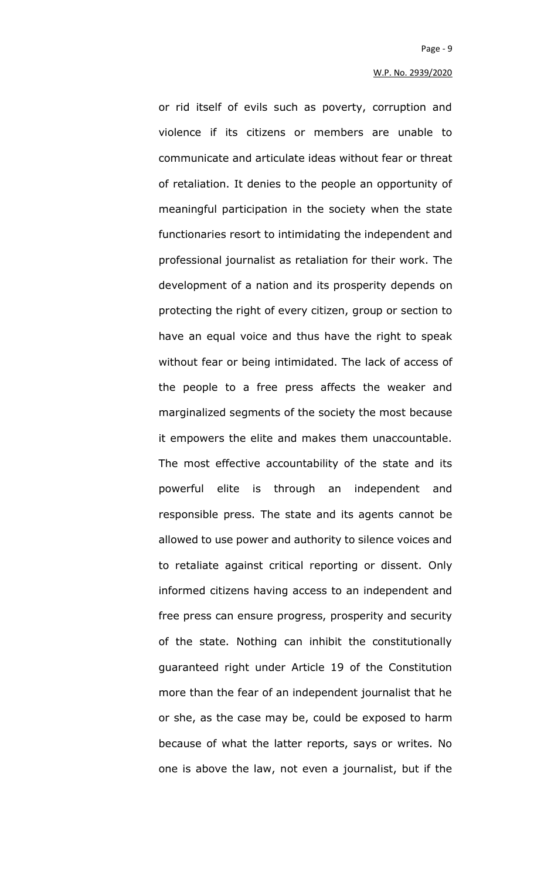or rid itself of evils such as poverty, corruption and violence if its citizens or members are unable to communicate and articulate ideas without fear or threat of retaliation. It denies to the people an opportunity of meaningful participation in the society when the state functionaries resort to intimidating the independent and professional journalist as retaliation for their work. The development of a nation and its prosperity depends on protecting the right of every citizen, group or section to have an equal voice and thus have the right to speak without fear or being intimidated. The lack of access of the people to a free press affects the weaker and marginalized segments of the society the most because it empowers the elite and makes them unaccountable. The most effective accountability of the state and its powerful elite is through an independent and responsible press. The state and its agents cannot be allowed to use power and authority to silence voices and to retaliate against critical reporting or dissent. Only informed citizens having access to an independent and free press can ensure progress, prosperity and security of the state. Nothing can inhibit the constitutionally guaranteed right under Article 19 of the Constitution more than the fear of an independent journalist that he or she, as the case may be, could be exposed to harm because of what the latter reports, says or writes. No one is above the law, not even a journalist, but if the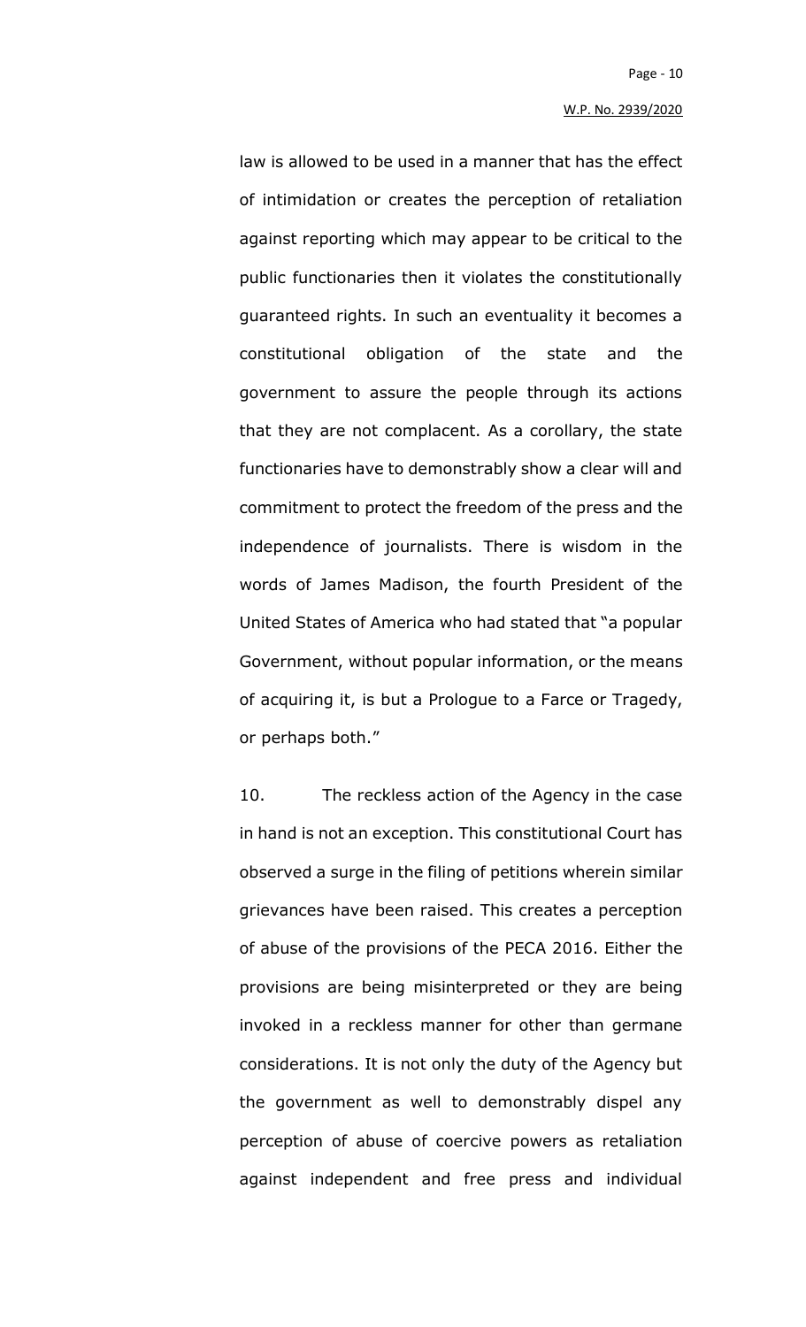law is allowed to be used in a manner that has the effect of intimidation or creates the perception of retaliation against reporting which may appear to be critical to the public functionaries then it violates the constitutionally guaranteed rights. In such an eventuality it becomes a constitutional obligation of the state and the government to assure the people through its actions that they are not complacent. As a corollary, the state functionaries have to demonstrably show a clear will and commitment to protect the freedom of the press and the independence of journalists. There is wisdom in the words of James Madison, the fourth President of the United States of America who had stated that "a popular Government, without popular information, or the means of acquiring it, is but a Prologue to a Farce or Tragedy, or perhaps both."

10. The reckless action of the Agency in the case in hand is not an exception. This constitutional Court has observed a surge in the filing of petitions wherein similar grievances have been raised. This creates a perception of abuse of the provisions of the PECA 2016. Either the provisions are being misinterpreted or they are being invoked in a reckless manner for other than germane considerations. It is not only the duty of the Agency but the government as well to demonstrably dispel any perception of abuse of coercive powers as retaliation against independent and free press and individual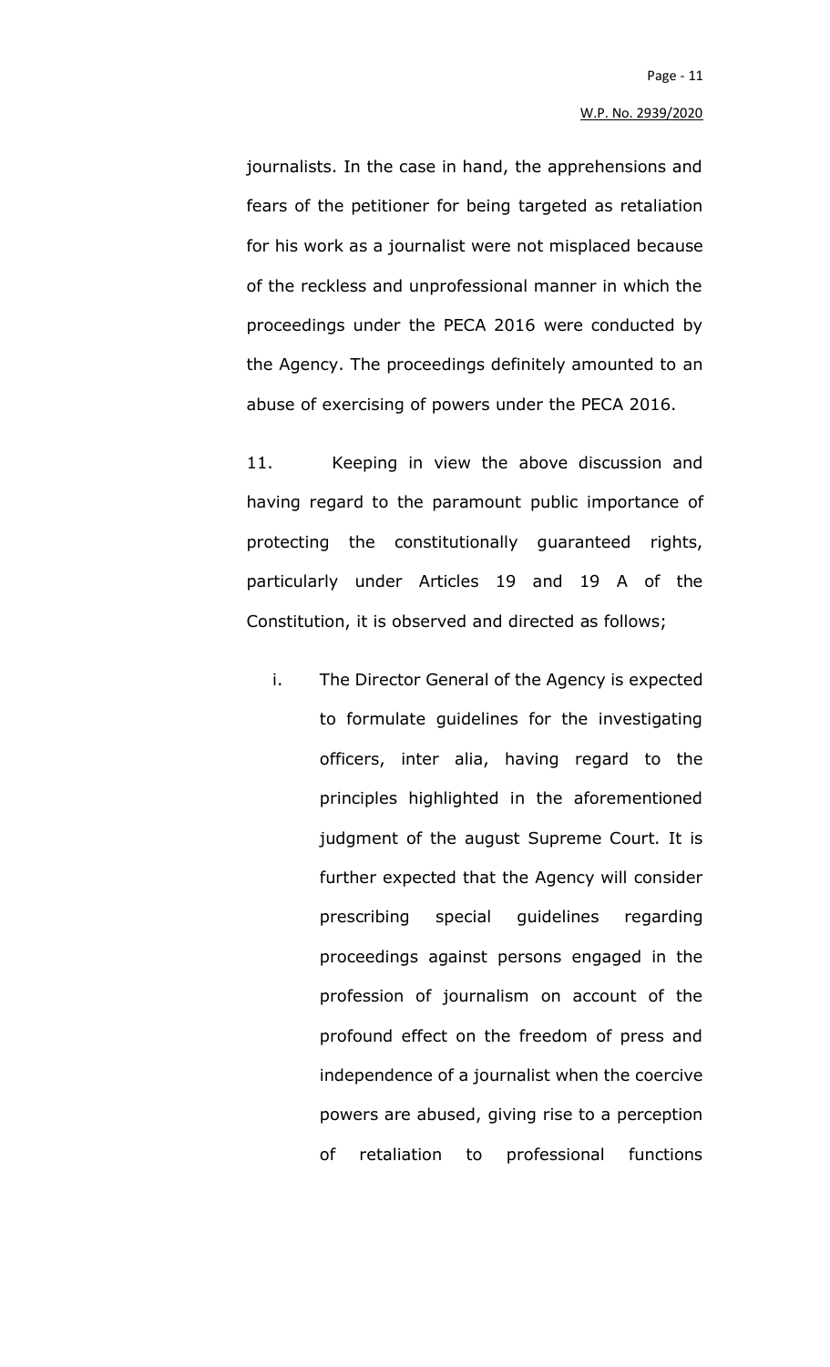journalists. In the case in hand, the apprehensions and fears of the petitioner for being targeted as retaliation for his work as a journalist were not misplaced because of the reckless and unprofessional manner in which the proceedings under the PECA 2016 were conducted by the Agency. The proceedings definitely amounted to an abuse of exercising of powers under the PECA 2016.

11. Keeping in view the above discussion and having regard to the paramount public importance of protecting the constitutionally guaranteed rights, particularly under Articles 19 and 19 A of the Constitution, it is observed and directed as follows;

i. The Director General of the Agency is expected to formulate guidelines for the investigating officers, inter alia, having regard to the principles highlighted in the aforementioned judgment of the august Supreme Court. It is further expected that the Agency will consider prescribing special guidelines regarding proceedings against persons engaged in the profession of journalism on account of the profound effect on the freedom of press and independence of a journalist when the coercive powers are abused, giving rise to a perception of retaliation to professional functions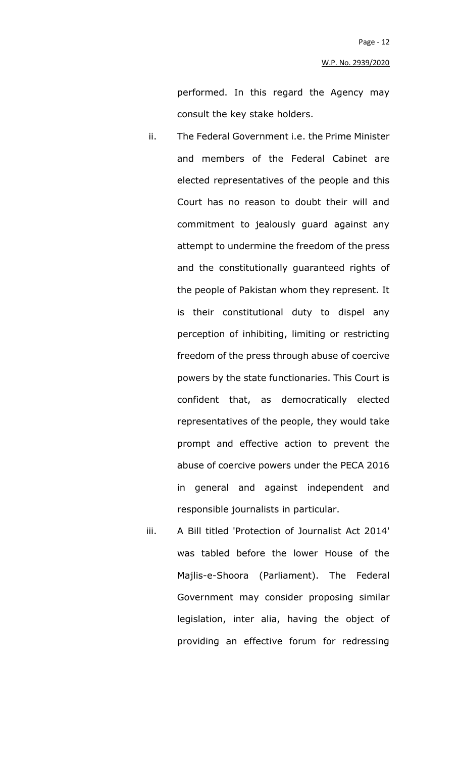performed. In this regard the Agency may consult the key stake holders.

ii. The Federal Government i.e. the Prime Minister and members of the Federal Cabinet are elected representatives of the people and this Court has no reason to doubt their will and commitment to jealously guard against any attempt to undermine the freedom of the press and the constitutionally guaranteed rights of the people of Pakistan whom they represent. It is their constitutional duty to dispel any perception of inhibiting, limiting or restricting freedom of the press through abuse of coercive powers by the state functionaries. This Court is confident that, as democratically elected representatives of the people, they would take prompt and effective action to prevent the abuse of coercive powers under the PECA 2016 in general and against independent and responsible journalists in particular.

iii. A Bill titled 'Protection of Journalist Act 2014' was tabled before the lower House of the Majlis-e-Shoora (Parliament). The Federal Government may consider proposing similar legislation, inter alia, having the object of providing an effective forum for redressing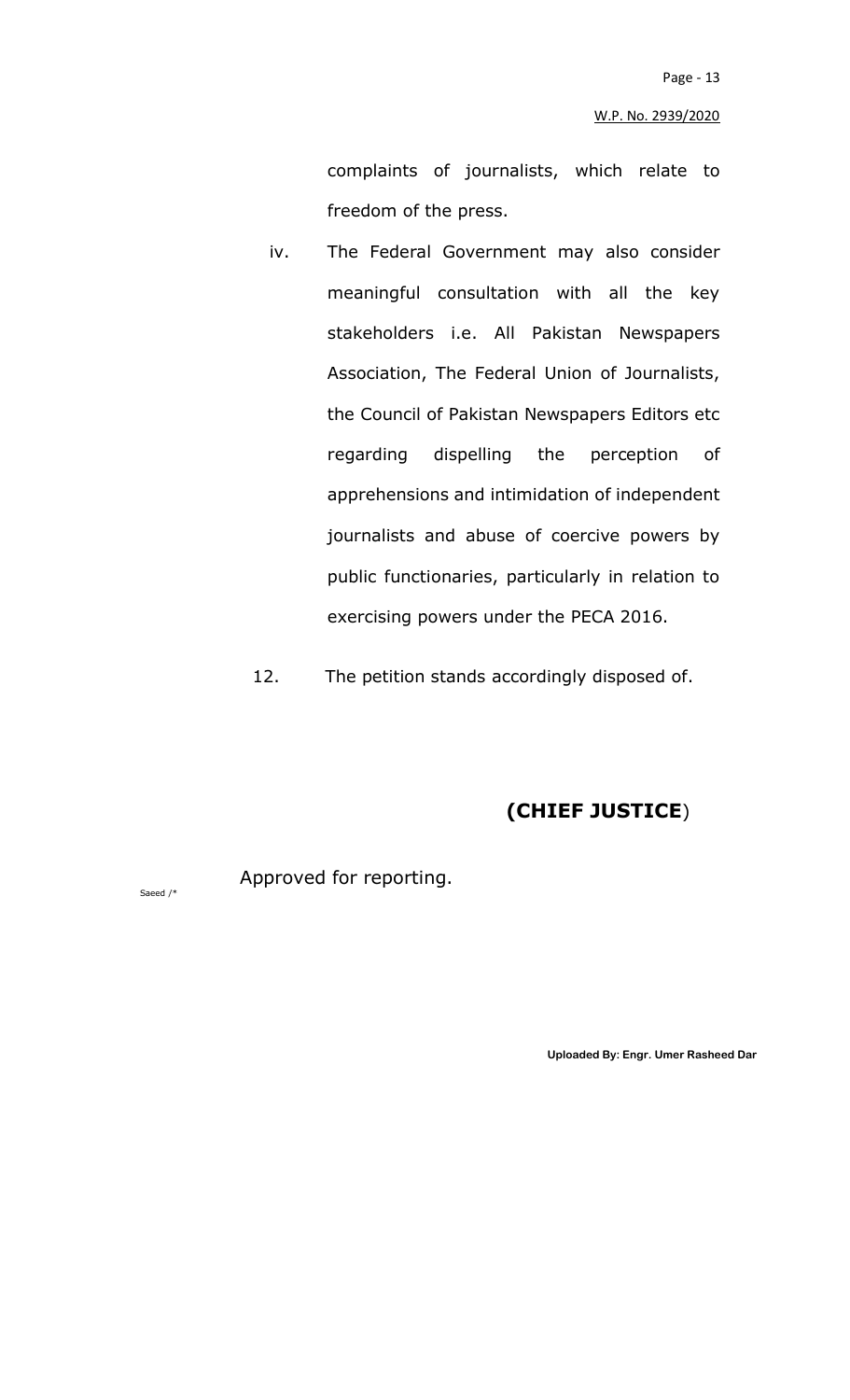complaints of journalists, which relate to freedom of the press.

iv. The Federal Government may also consider meaningful consultation with all the key stakeholders i.e. All Pakistan Newspapers Association, The Federal Union of Journalists, the Council of Pakistan Newspapers Editors etc regarding dispelling the perception of apprehensions and intimidation of independent journalists and abuse of coercive powers by public functionaries, particularly in relation to exercising powers under the PECA 2016.

12. The petition stands accordingly disposed of.

**(CHIEF JUSTICE**)

Approved for reporting.

Saeed /*

**Uploaded By: Engr. Umer Rasheed Dar**